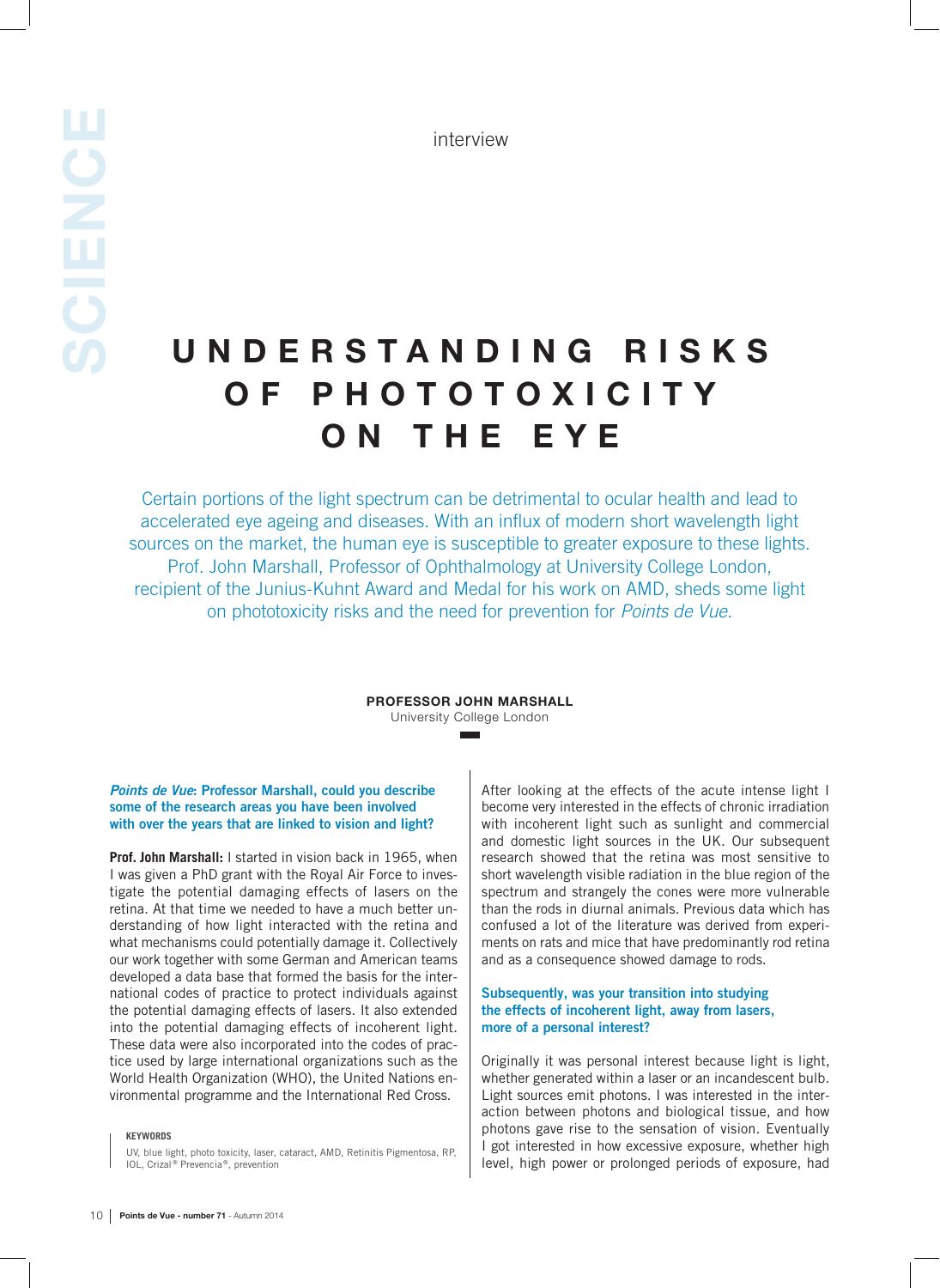SCIENCE

interview

# UNDERSTANDING RISKS OF PHOTOTOXICITY ON THE EYE

Certain portions of the light spectrum can be detrimental to ocular health and lead to accelerated eye ageing and diseases. With an influx of modern short wavelength light sources on the market, the human eye is susceptible to greater exposure to these lights. Prof. John Marshall, Professor of Ophthalmology at University College London, recipient of the Junius-Kuhnt Award and Medal for his work on AMD, sheds some light on phototoxicity risks and the need for prevention for *Points de Vue*.

**PROFESSOR JOHN MARSHALL**
University College London

***Points de Vue*: Professor Marshall, could you describe some of the research areas you have been involved with over the years that are linked to vision and light?**

**Prof. John Marshall:** I started in vision back in 1965, when I was given a PhD grant with the Royal Air Force to investigate the potential damaging effects of lasers on the retina. At that time we needed to have a much better understanding of how light interacted with the retina and what mechanisms could potentially damage it. Collectively our work together with some German and American teams developed a data base that formed the basis for the international codes of practice to protect individuals against the potential damaging effects of lasers. It also extended into the potential damaging effects of incoherent light. These data were also incorporated into the codes of practice used by large international organizations such as the World Health Organization (WHO), the United Nations environmental programme and the International Red Cross.

**KEYWORDS**

UV, blue light, photo toxicity, laser, cataract, AMD, Retinitis Pigmentosa, RP, IOL, Crizal® Prevencia®, prevention

After looking at the effects of the acute intense light I become very interested in the effects of chronic irradiation with incoherent light such as sunlight and commercial and domestic light sources in the UK. Our subsequent research showed that the retina was most sensitive to short wavelength visible radiation in the blue region of the spectrum and strangely the cones were more vulnerable than the rods in diurnal animals. Previous data which has confused a lot of the literature was derived from experiments on rats and mice that have predominantly rod retina and as a consequence showed damage to rods.

**Subsequently, was your transition into studying the effects of incoherent light, away from lasers, more of a personal interest?**

Originally it was personal interest because light is light, whether generated within a laser or an incandescent bulb. Light sources emit photons. I was interested in the interaction between photons and biological tissue, and how photons gave rise to the sensation of vision. Eventually I got interested in how excessive exposure, whether high level, high power or prolonged periods of exposure, had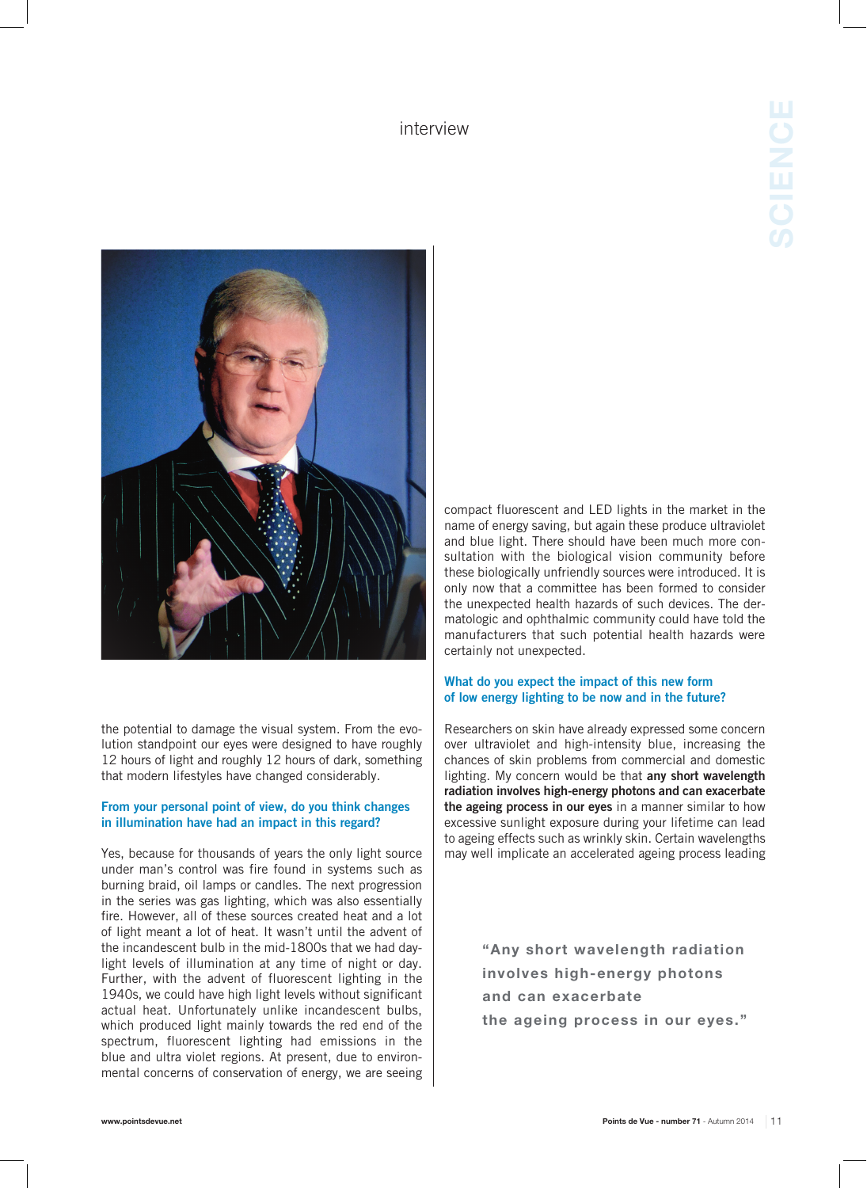the potential to damage the visual system. From the evolution standpoint our eyes were designed to have roughly 12 hours of light and roughly 12 hours of dark, something that modern lifestyles have changed considerably.

**From your personal point of view, do you think changes in illumination have had an impact in this regard?**

Yes, because for thousands of years the only light source under man's control was fire found in systems such as burning braid, oil lamps or candles. The next progression in the series was gas lighting, which was also essentially fire. However, all of these sources created heat and a lot of light meant a lot of heat. It wasn't until the advent of the incandescent bulb in the mid-1800s that we had daylight levels of illumination at any time of night or day. Further, with the advent of fluorescent lighting in the 1940s, we could have high light levels without significant actual heat. Unfortunately unlike incandescent bulbs, which produced light mainly towards the red end of the spectrum, fluorescent lighting had emissions in the blue and ultra violet regions. At present, due to environmental concerns of conservation of energy, we are seeing compact fluorescent and LED lights in the market in the name of energy saving, but again these produce ultraviolet and blue light. There should have been much more consultation with the biological vision community before these biologically unfriendly sources were introduced. It is only now that a committee has been formed to consider the unexpected health hazards of such devices. The dermatologic and ophthalmic community could have told the manufacturers that such potential health hazards were certainly not unexpected.

**What do you expect the impact of this new form of low energy lighting to be now and in the future?**

Researchers on skin have already expressed some concern over ultraviolet and high-intensity blue, increasing the chances of skin problems from commercial and domestic lighting. My concern would be that **any short wavelength radiation involves high-energy photons and can exacerbate the ageing process in our eyes** in a manner similar to how excessive sunlight exposure during your lifetime can lead to ageing effects such as wrinkly skin. Certain wavelengths may well implicate an accelerated ageing process leading

> "Any short wavelength radiation involves high-energy photons and can exacerbate the ageing process in our eyes."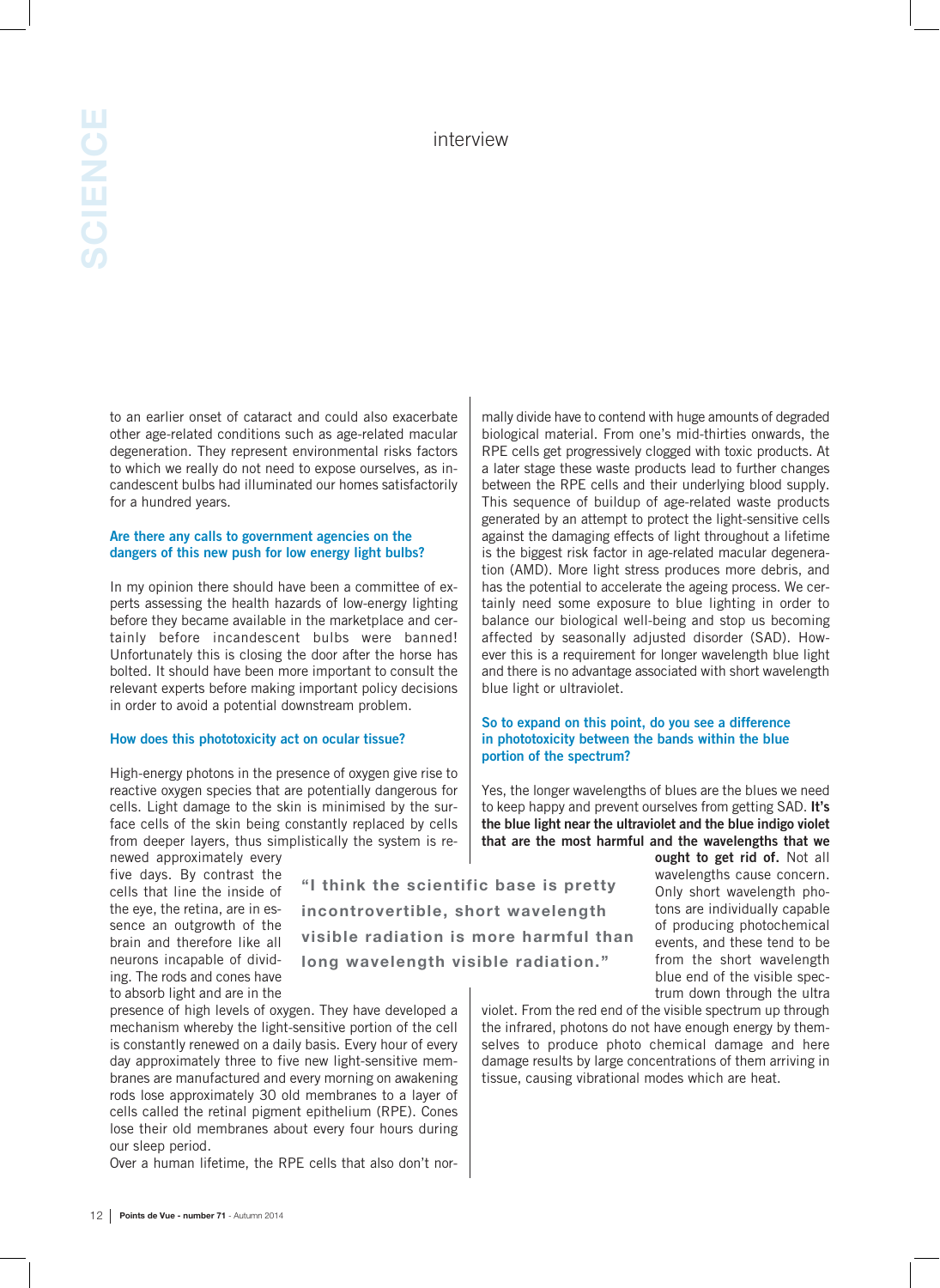to an earlier onset of cataract and could also exacerbate other age-related conditions such as age-related macular degeneration. They represent environmental risks factors to which we really do not need to expose ourselves, as incandescent bulbs had illuminated our homes satisfactorily for a hundred years.

### Are there any calls to government agencies on the dangers of this new push for low energy light bulbs?

In my opinion there should have been a committee of experts assessing the health hazards of low-energy lighting before they became available in the marketplace and certainly before incandescent bulbs were banned! Unfortunately this is closing the door after the horse has bolted. It should have been more important to consult the relevant experts before making important policy decisions in order to avoid a potential downstream problem.

### How does this phototoxicity act on ocular tissue?

High-energy photons in the presence of oxygen give rise to reactive oxygen species that are potentially dangerous for cells. Light damage to the skin is minimised by the surface cells of the skin being constantly replaced by cells from deeper layers, thus simplistically the system is renewed approximately every five days. By contrast the cells that line the inside of the eye, the retina, are in essence an outgrowth of the brain and therefore like all neurons incapable of dividing. The rods and cones have to absorb light and are in the presence of high levels of oxygen. They have developed a mechanism whereby the light-sensitive portion of the cell is constantly renewed on a daily basis. Every hour of every day approximately three to five new light-sensitive membranes are manufactured and every morning on awakening rods lose approximately 30 old membranes to a layer of cells called the retinal pigment epithelium (RPE). Cones lose their old membranes about every four hours during our sleep period.

Over a human lifetime, the RPE cells that also don't normally divide have to contend with huge amounts of degraded biological material. From one's mid-thirties onwards, the RPE cells get progressively clogged with toxic products. At a later stage these waste products lead to further changes between the RPE cells and their underlying blood supply. This sequence of buildup of age-related waste products generated by an attempt to protect the light-sensitive cells against the damaging effects of light throughout a lifetime is the biggest risk factor in age-related macular degeneration (AMD). More light stress produces more debris, and has the potential to accelerate the ageing process. We certainly need some exposure to blue lighting in order to balance our biological well-being and stop us becoming affected by seasonally adjusted disorder (SAD). However this is a requirement for longer wavelength blue light and there is no advantage associated with short wavelength blue light or ultraviolet.

> "I think the scientific base is pretty incontrovertible, short wavelength visible radiation is more harmful than long wavelength visible radiation."

### So to expand on this point, do you see a difference in phototoxicity between the bands within the blue portion of the spectrum?

Yes, the longer wavelengths of blues are the blues we need to keep happy and prevent ourselves from getting SAD. **It's the blue light near the ultraviolet and the blue indigo violet that are the most harmful and the wavelengths that we ought to get rid of.** Not all wavelengths cause concern. Only short wavelength photons are individually capable of producing photochemical events, and these tend to be from the short wavelength blue end of the visible spectrum down through the ultra violet. From the red end of the visible spectrum up through the infrared, photons do not have enough energy by themselves to produce photo chemical damage and here damage results by large concentrations of them arriving in tissue, causing vibrational modes which are heat.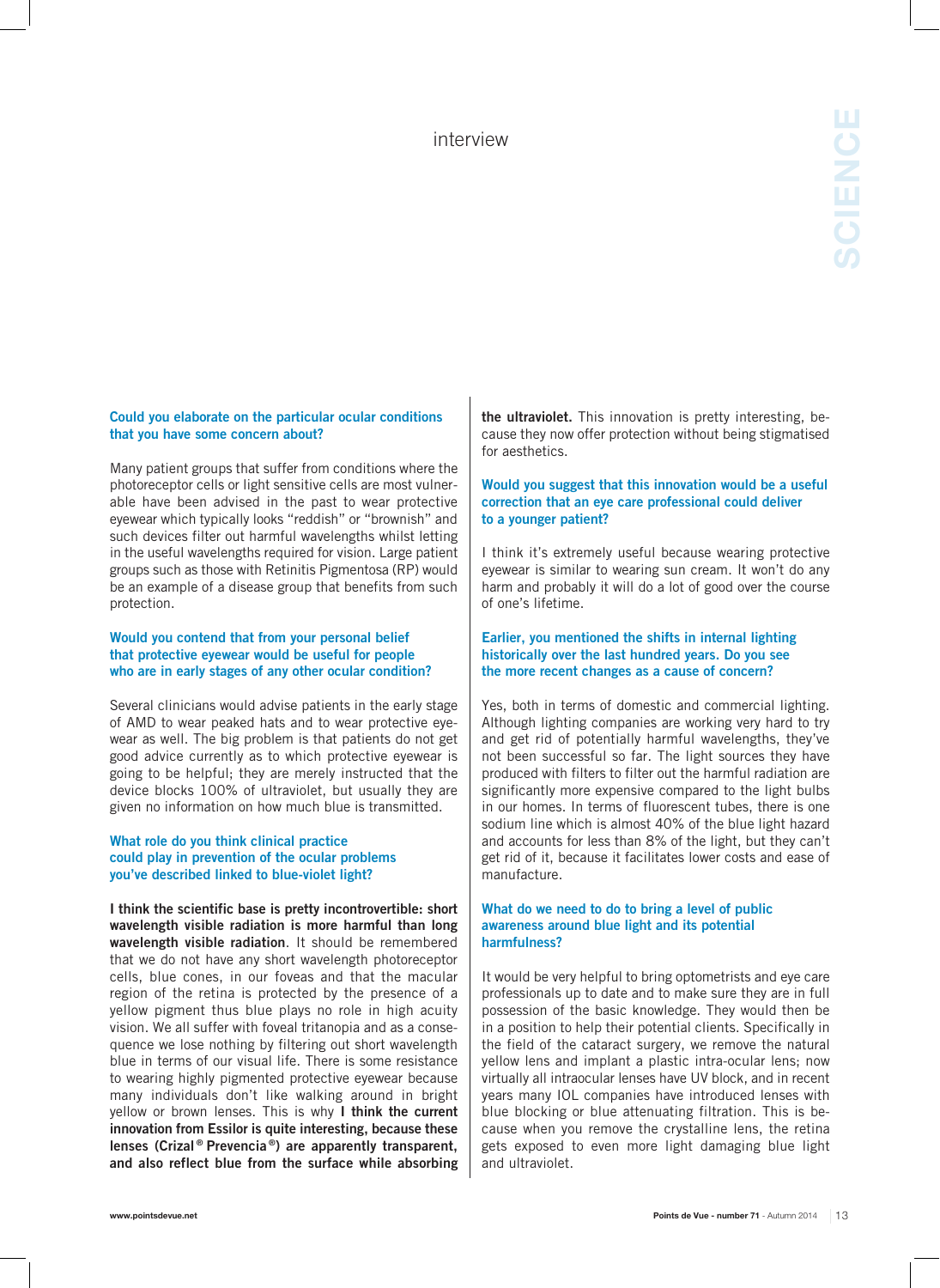**Could you elaborate on the particular ocular conditions that you have some concern about?**

Many patient groups that suffer from conditions where the photoreceptor cells or light sensitive cells are most vulnerable have been advised in the past to wear protective eyewear which typically looks "reddish" or "brownish" and such devices filter out harmful wavelengths whilst letting in the useful wavelengths required for vision. Large patient groups such as those with Retinitis Pigmentosa (RP) would be an example of a disease group that benefits from such protection.

**Would you contend that from your personal belief that protective eyewear would be useful for people who are in early stages of any other ocular condition?**

Several clinicians would advise patients in the early stage of AMD to wear peaked hats and to wear protective eyewear as well. The big problem is that patients do not get good advice currently as to which protective eyewear is going to be helpful; they are merely instructed that the device blocks 100% of ultraviolet, but usually they are given no information on how much blue is transmitted.

**What role do you think clinical practice could play in prevention of the ocular problems you've described linked to blue-violet light?**

**I think the scientific base is pretty incontrovertible: short wavelength visible radiation is more harmful than long wavelength visible radiation**. It should be remembered that we do not have any short wavelength photoreceptor cells, blue cones, in our foveas and that the macular region of the retina is protected by the presence of a yellow pigment thus blue plays no role in high acuity vision. We all suffer with foveal tritanopia and as a consequence we lose nothing by filtering out short wavelength blue in terms of our visual life. There is some resistance to wearing highly pigmented protective eyewear because many individuals don't like walking around in bright yellow or brown lenses. This is why **I think the current innovation from Essilor is quite interesting, because these lenses (Crizal® Prevencia®) are apparently transparent, and also reflect blue from the surface while absorbing the ultraviolet.** This innovation is pretty interesting, because they now offer protection without being stigmatised for aesthetics.

**Would you suggest that this innovation would be a useful correction that an eye care professional could deliver to a younger patient?**

I think it's extremely useful because wearing protective eyewear is similar to wearing sun cream. It won't do any harm and probably it will do a lot of good over the course of one's lifetime.

**Earlier, you mentioned the shifts in internal lighting historically over the last hundred years. Do you see the more recent changes as a cause of concern?**

Yes, both in terms of domestic and commercial lighting. Although lighting companies are working very hard to try and get rid of potentially harmful wavelengths, they've not been successful so far. The light sources they have produced with filters to filter out the harmful radiation are significantly more expensive compared to the light bulbs in our homes. In terms of fluorescent tubes, there is one sodium line which is almost 40% of the blue light hazard and accounts for less than 8% of the light, but they can't get rid of it, because it facilitates lower costs and ease of manufacture.

**What do we need to do to bring a level of public awareness around blue light and its potential harmfulness?**

It would be very helpful to bring optometrists and eye care professionals up to date and to make sure they are in full possession of the basic knowledge. They would then be in a position to help their potential clients. Specifically in the field of the cataract surgery, we remove the natural yellow lens and implant a plastic intra-ocular lens; now virtually all intraocular lenses have UV block, and in recent years many IOL companies have introduced lenses with blue blocking or blue attenuating filtration. This is because when you remove the crystalline lens, the retina gets exposed to even more light damaging blue light and ultraviolet.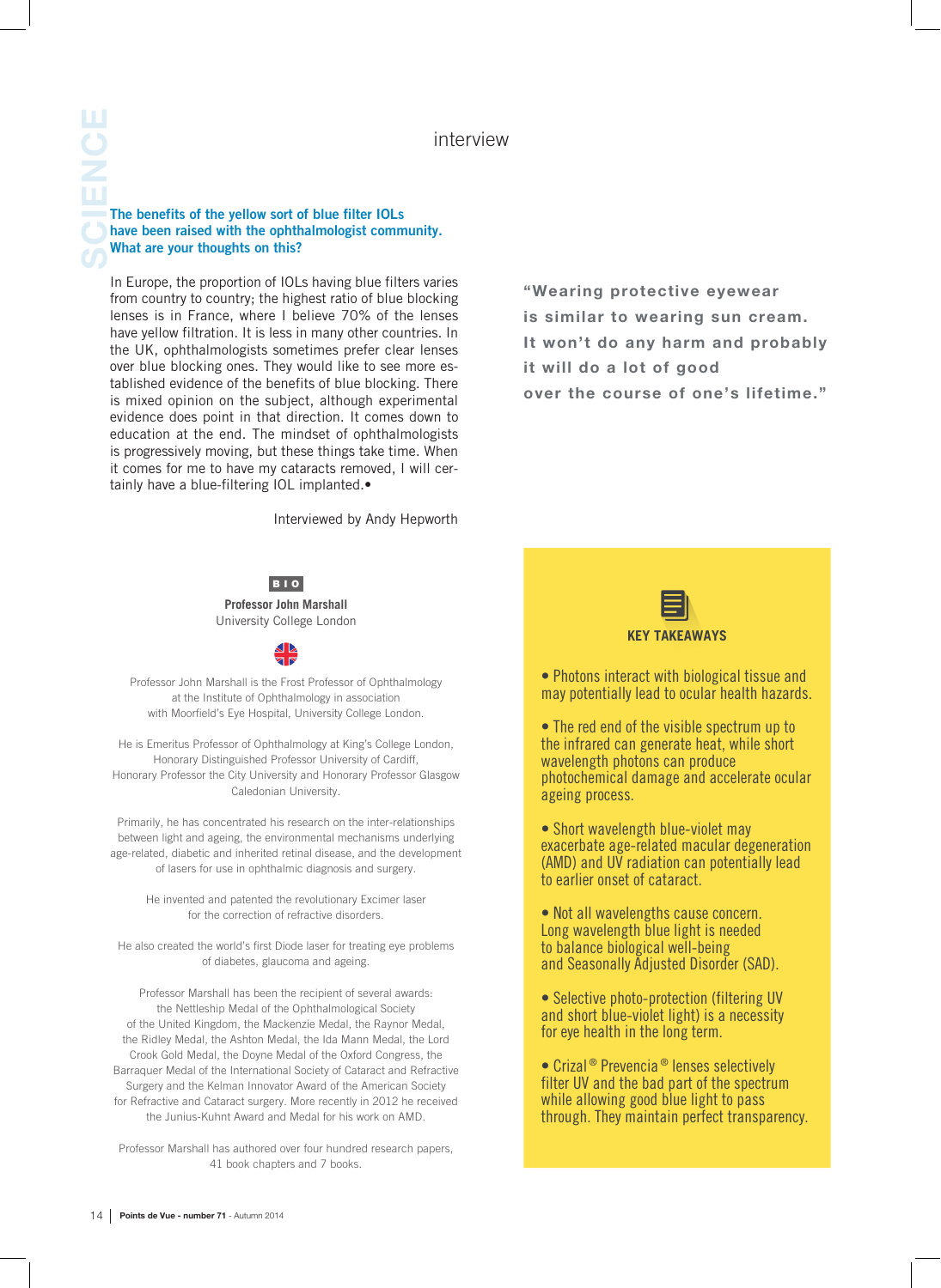**The benefits of the yellow sort of blue filter IOLs have been raised with the ophthalmologist community. What are your thoughts on this?**

In Europe, the proportion of IOLs having blue filters varies from country to country; the highest ratio of blue blocking lenses is in France, where I believe 70% of the lenses have yellow filtration. It is less in many other countries. In the UK, ophthalmologists sometimes prefer clear lenses over blue blocking ones. They would like to see more established evidence of the benefits of blue blocking. There is mixed opinion on the subject, although experimental evidence does point in that direction. It comes down to education at the end. The mindset of ophthalmologists is progressively moving, but these things take time. When it comes for me to have my cataracts removed, I will certainly have a blue-filtering IOL implanted.•

Interviewed by Andy Hepworth

**"Wearing protective eyewear is similar to wearing sun cream. It won't do any harm and probably it will do a lot of good over the course of one's lifetime."**

**BIO**

**Professor John Marshall**
University College London

Professor John Marshall is the Frost Professor of Ophthalmology at the Institute of Ophthalmology in association with Moorfield's Eye Hospital, University College London.

He is Emeritus Professor of Ophthalmology at King's College London, Honorary Distinguished Professor University of Cardiff, Honorary Professor the City University and Honorary Professor Glasgow Caledonian University.

Primarily, he has concentrated his research on the inter-relationships between light and ageing, the environmental mechanisms underlying age-related, diabetic and inherited retinal disease, and the development of lasers for use in ophthalmic diagnosis and surgery.

He invented and patented the revolutionary Excimer laser for the correction of refractive disorders.

He also created the world's first Diode laser for treating eye problems of diabetes, glaucoma and ageing.

Professor Marshall has been the recipient of several awards: the Nettleship Medal of the Ophthalmological Society of the United Kingdom, the Mackenzie Medal, the Raynor Medal, the Ridley Medal, the Ashton Medal, the Ida Mann Medal, the Lord Crook Gold Medal, the Doyne Medal of the Oxford Congress, the Barraquer Medal of the International Society of Cataract and Refractive Surgery and the Kelman Innovator Award of the American Society for Refractive and Cataract surgery. More recently in 2012 he received the Junius-Kuhnt Award and Medal for his work on AMD.

Professor Marshall has authored over four hundred research papers, 41 book chapters and 7 books.

**KEY TAKEAWAYS**

- Photons interact with biological tissue and may potentially lead to ocular health hazards.
- The red end of the visible spectrum up to the infrared can generate heat, while short wavelength photons can produce photochemical damage and accelerate ocular ageing process.
- Short wavelength blue-violet may exacerbate age-related macular degeneration (AMD) and UV radiation can potentially lead to earlier onset of cataract.
- Not all wavelengths cause concern. Long wavelength blue light is needed to balance biological well-being and Seasonally Adjusted Disorder (SAD).
- Selective photo-protection (filtering UV and short blue-violet light) is a necessity for eye health in the long term.
- Crizal® Prevencia® lenses selectively filter UV and the bad part of the spectrum while allowing good blue light to pass through. They maintain perfect transparency.